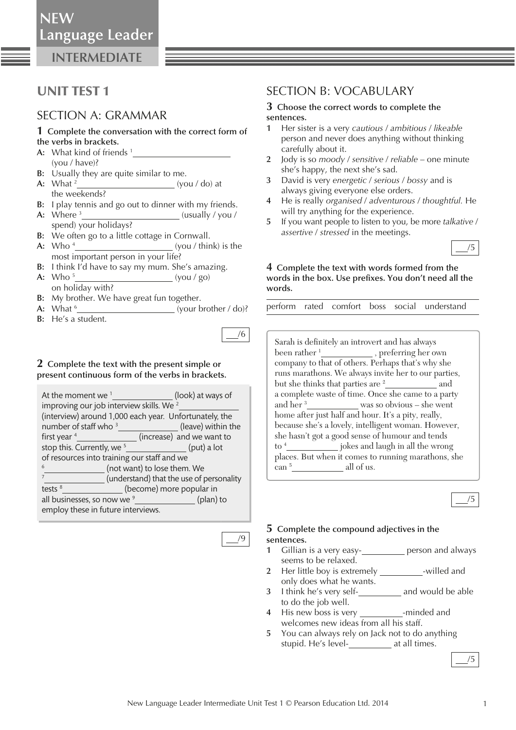# UNIT TEST 1

## SECTION A: GRAMMAR

**1 Complete the conversation with the correct form of the verbs in brackets.**

**A:** What kind of friends [1] ____________________ (you / have)?
**B:** Usually they are quite similar to me.
**A:** What [2] ____________________ (you / do) at the weekends?
**B:** I play tennis and go out to dinner with my friends.
**A:** Where [3] ____________________ (usually / you / spend) your holidays?
**B:** We often go to a little cottage in Cornwall.
**A:** Who [4] ____________________ (you / think) is the most important person in your life?
**B:** I think I'd have to say my mum. She's amazing.
**A:** Who [5] ____________________ (you / go) on holiday with?
**B:** My brother. We have great fun together.
**A:** What [6] ____________________ (your brother / do)?
**B:** He's a student.

___/6

**2 Complete the text with the present simple or present continuous form of the verbs in brackets.**

At the moment we [1] ____________ (look) at ways of improving our job interview skills. We [2] ____________ (interview) around 1,000 each year. Unfortunately, the number of staff who [3] ____________ (leave) within the first year [4] ____________ (increase) and we want to stop this. Currently, we [5] ____________ (put) a lot of resources into training our staff and we [6] ____________ (not want) to lose them. We [7] ____________ (understand) that the use of personality tests [8] ____________ (become) more popular in all businesses, so now we [9] ____________ (plan) to employ these in future interviews.

___/9

## SECTION B: VOCABULARY

**3 Choose the correct words to complete the sentences.**

1. Her sister is a very *cautious* / *ambitious* / *likeable* person and never does anything without thinking carefully about it.
2. Jody is so *moody* / *sensitive* / *reliable* – one minute she's happy, the next she's sad.
3. David is very *energetic* / *serious* / *bossy* and is always giving everyone else orders.
4. He is really *organised* / *adventurous* / *thoughtful*. He will try anything for the experience.
5. If you want people to listen to you, be more *talkative* / *assertive* / *stressed* in the meetings.

___/5

**4 Complete the text with words formed from the words in the box. Use prefixes. You don't need all the words.**

perform rated comfort boss social understand

Sarah is definitely an introvert and has always been rather [1] __________ , preferring her own company to that of others. Perhaps that's why she runs marathons. We always invite her to our parties, but she thinks that parties are [2] __________ and a complete waste of time. Once she came to a party and her [3] __________ was so obvious – she went home after just half and hour. It's a pity, really, because she's a lovely, intelligent woman. However, she hasn't got a good sense of humour and tends to [4] __________ jokes and laugh in all the wrong places. But when it comes to running marathons, she can [5] __________ all of us.

___/5

**5 Complete the compound adjectives in the sentences.**

1. Gillian is a very easy-__________ person and always seems to be relaxed.
2. Her little boy is extremely __________-willed and only does what he wants.
3. I think he's very self-__________ and would be able to do the job well.
4. His new boss is very __________-minded and welcomes new ideas from all his staff.
5. You can always rely on Jack not to do anything stupid. He's level-__________ at all times.

___/5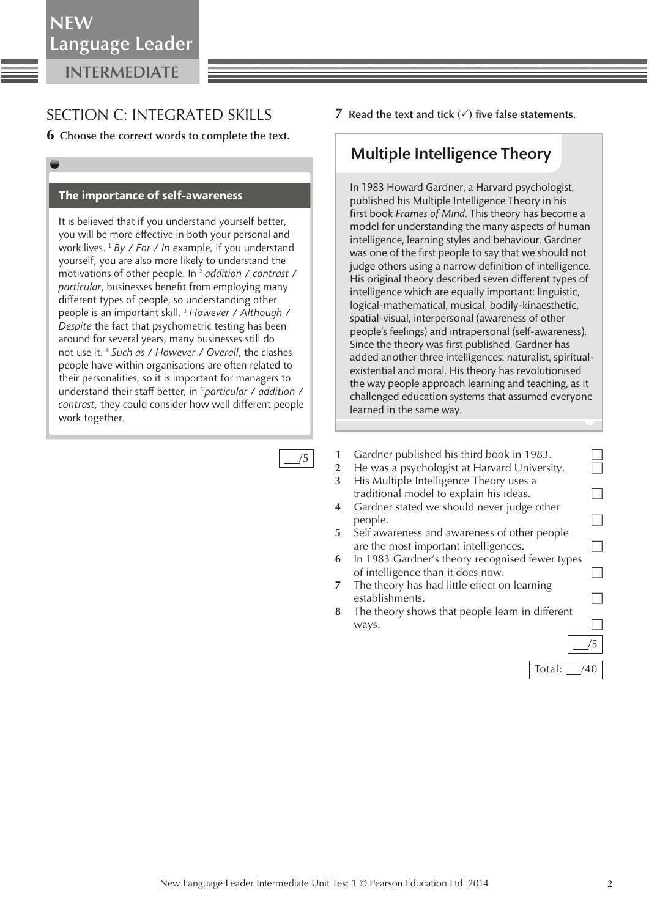## SECTION C: INTEGRATED SKILLS

**6 Choose the correct words to complete the text.**

### The importance of self-awareness

It is believed that if you understand yourself better, you will be more effective in both your personal and work lives. [1] *By / For / In* example, if you understand yourself, you are also more likely to understand the motivations of other people. In [2] *addition / contrast / particular*, businesses benefit from employing many different types of people, so understanding other people is an important skill. [3] *However / Although / Despite* the fact that psychometric testing has been around for several years, many businesses still do not use it. [4] *Such as / However / Overall*, the clashes people have within organisations are often related to their personalities, so it is important for managers to understand their staff better; in [5] *particular / addition / contrast*, they could consider how well different people work together.

___/5

**7 Read the text and tick (✓) five false statements.**

### Multiple Intelligence Theory

In 1983 Howard Gardner, a Harvard psychologist, published his Multiple Intelligence Theory in his first book *Frames of Mind*. This theory has become a model for understanding the many aspects of human intelligence, learning styles and behaviour. Gardner was one of the first people to say that we should not judge others using a narrow definition of intelligence. His original theory described seven different types of intelligence which are equally important: linguistic, logical-mathematical, musical, bodily-kinaesthetic, spatial-visual, interpersonal (awareness of other people's feelings) and intrapersonal (self-awareness). Since the theory was first published, Gardner has added another three intelligences: naturalist, spiritual-existential and moral. His theory has revolutionised the way people approach learning and teaching, as it challenged education systems that assumed everyone learned in the same way.

1. Gardner published his third book in 1983. ☐
2. He was a psychologist at Harvard University. ☐
3. His Multiple Intelligence Theory uses a traditional model to explain his ideas. ☐
4. Gardner stated we should never judge other people. ☐
5. Self awareness and awareness of other people are the most important intelligences. ☐
6. In 1983 Gardner's theory recognised fewer types of intelligence than it does now. ☐
7. The theory has had little effect on learning establishments. ☐
8. The theory shows that people learn in different ways. ☐

___/5

Total: ___/40